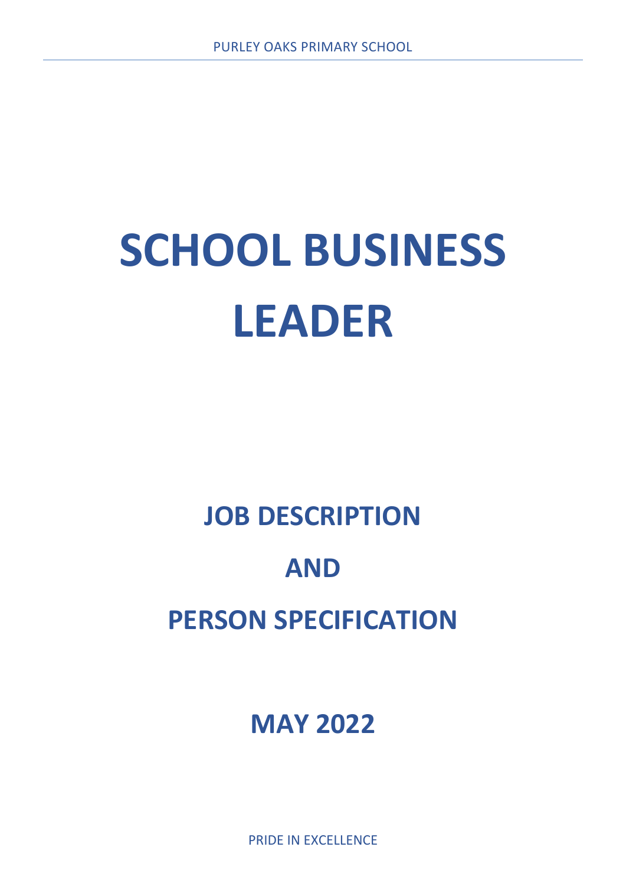# SCHOOL BUSINESS LEADER

## JOB DESCRIPTION

## AND

## PERSON SPECIFICATION

## MAY 2022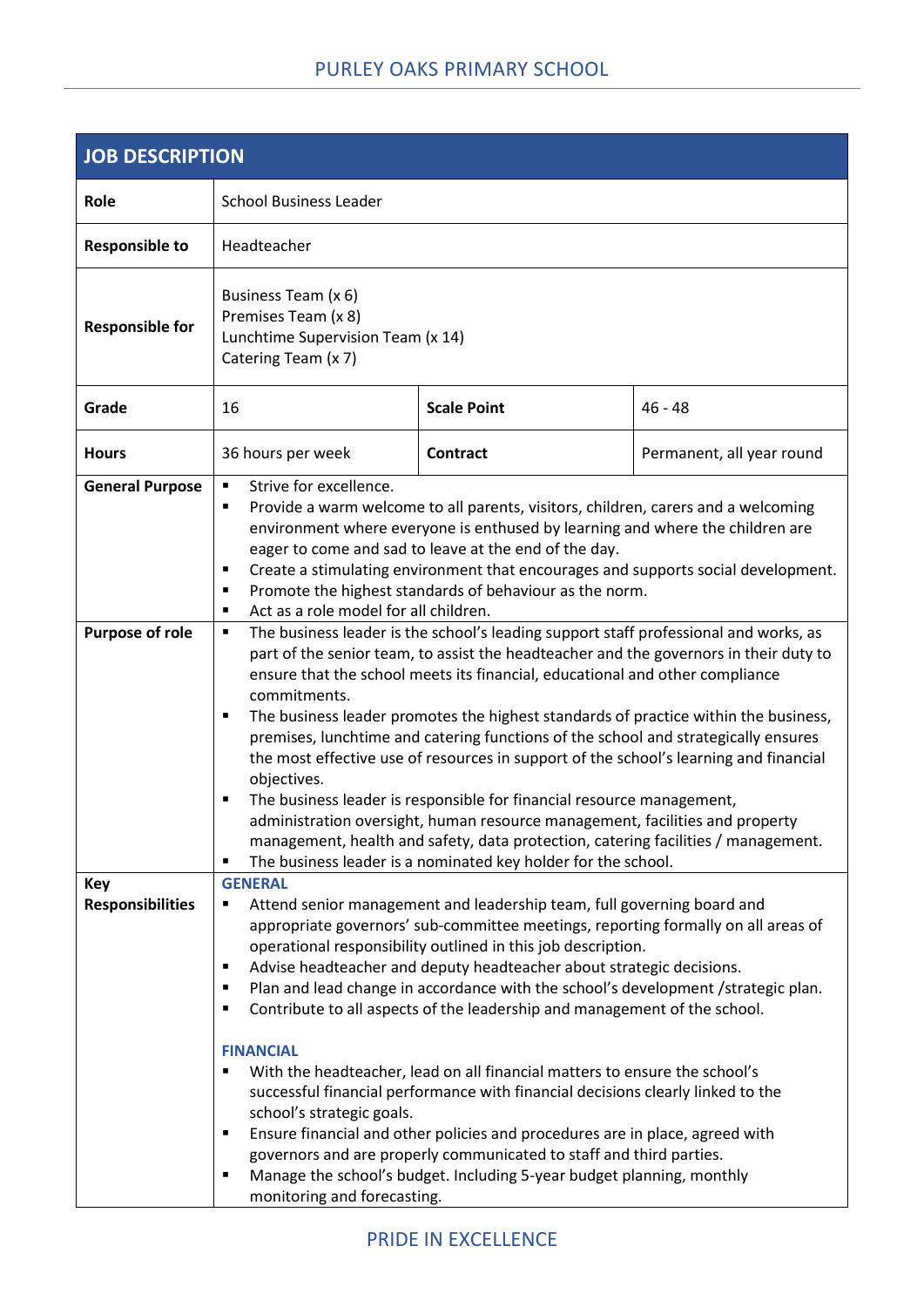| JOB DESCRIPTION | | | |
|---|---|---|---|
| **Role** | School Business Leader | | |
| **Responsible to** | Headteacher | | |
| **Responsible for** | Business Team (x 6)<br>Premises Team (x 8)<br>Lunchtime Supervision Team (x 14)<br>Catering Team (x 7) | | |
| **Grade** | 16 | **Scale Point** | 46 - 48 |
| **Hours** | 36 hours per week | **Contract** | Permanent, all year round |
| **General Purpose** | ▪ Strive for excellence.<br>▪ Provide a warm welcome to all parents, visitors, children, carers and a welcoming environment where everyone is enthused by learning and where the children are eager to come and sad to leave at the end of the day.<br>▪ Create a stimulating environment that encourages and supports social development.<br>▪ Promote the highest standards of behaviour as the norm.<br>▪ Act as a role model for all children. | | |
| **Purpose of role** | ▪ The business leader is the school's leading support staff professional and works, as part of the senior team, to assist the headteacher and the governors in their duty to ensure that the school meets its financial, educational and other compliance commitments.<br>▪ The business leader promotes the highest standards of practice within the business, premises, lunchtime and catering functions of the school and strategically ensures the most effective use of resources in support of the school's learning and financial objectives.<br>▪ The business leader is responsible for financial resource management, administration oversight, human resource management, facilities and property management, health and safety, data protection, catering facilities / management.<br>▪ The business leader is a nominated key holder for the school. | | |
| **Key Responsibilities** | **GENERAL**<br>▪ Attend senior management and leadership team, full governing board and appropriate governors' sub-committee meetings, reporting formally on all areas of operational responsibility outlined in this job description.<br>▪ Advise headteacher and deputy headteacher about strategic decisions.<br>▪ Plan and lead change in accordance with the school's development /strategic plan.<br>▪ Contribute to all aspects of the leadership and management of the school.<br><br>**FINANCIAL**<br>▪ With the headteacher, lead on all financial matters to ensure the school's successful financial performance with financial decisions clearly linked to the school's strategic goals.<br>▪ Ensure financial and other policies and procedures are in place, agreed with governors and are properly communicated to staff and third parties.<br>▪ Manage the school's budget. Including 5-year budget planning, monthly monitoring and forecasting. | | |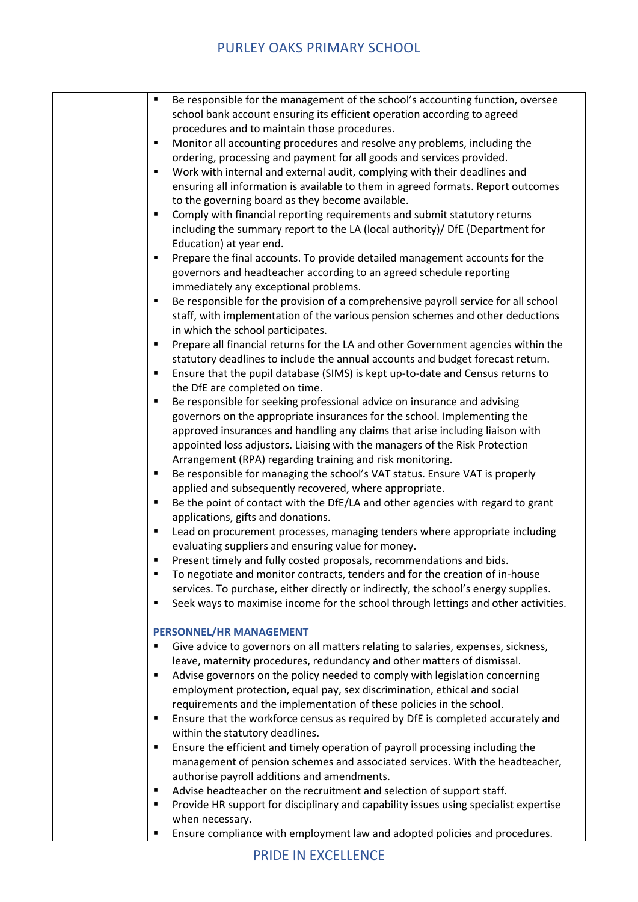- Be responsible for the management of the school's accounting function, oversee school bank account ensuring its efficient operation according to agreed procedures and to maintain those procedures.
- Monitor all accounting procedures and resolve any problems, including the ordering, processing and payment for all goods and services provided.
- Work with internal and external audit, complying with their deadlines and ensuring all information is available to them in agreed formats. Report outcomes to the governing board as they become available.
- Comply with financial reporting requirements and submit statutory returns including the summary report to the LA (local authority)/ DfE (Department for Education) at year end.
- Prepare the final accounts. To provide detailed management accounts for the governors and headteacher according to an agreed schedule reporting immediately any exceptional problems.
- Be responsible for the provision of a comprehensive payroll service for all school staff, with implementation of the various pension schemes and other deductions in which the school participates.
- Prepare all financial returns for the LA and other Government agencies within the statutory deadlines to include the annual accounts and budget forecast return.
- Ensure that the pupil database (SIMS) is kept up-to-date and Census returns to the DfE are completed on time.
- Be responsible for seeking professional advice on insurance and advising governors on the appropriate insurances for the school. Implementing the approved insurances and handling any claims that arise including liaison with appointed loss adjustors. Liaising with the managers of the Risk Protection Arrangement (RPA) regarding training and risk monitoring.
- Be responsible for managing the school's VAT status. Ensure VAT is properly applied and subsequently recovered, where appropriate.
- Be the point of contact with the DfE/LA and other agencies with regard to grant applications, gifts and donations.
- Lead on procurement processes, managing tenders where appropriate including evaluating suppliers and ensuring value for money.
- Present timely and fully costed proposals, recommendations and bids.
- To negotiate and monitor contracts, tenders and for the creation of in-house services. To purchase, either directly or indirectly, the school's energy supplies.
- Seek ways to maximise income for the school through lettings and other activities.

**PERSONNEL/HR MANAGEMENT**

- Give advice to governors on all matters relating to salaries, expenses, sickness, leave, maternity procedures, redundancy and other matters of dismissal.
- Advise governors on the policy needed to comply with legislation concerning employment protection, equal pay, sex discrimination, ethical and social requirements and the implementation of these policies in the school.
- Ensure that the workforce census as required by DfE is completed accurately and within the statutory deadlines.
- Ensure the efficient and timely operation of payroll processing including the management of pension schemes and associated services. With the headteacher, authorise payroll additions and amendments.
- Advise headteacher on the recruitment and selection of support staff.
- Provide HR support for disciplinary and capability issues using specialist expertise when necessary.
- Ensure compliance with employment law and adopted policies and procedures.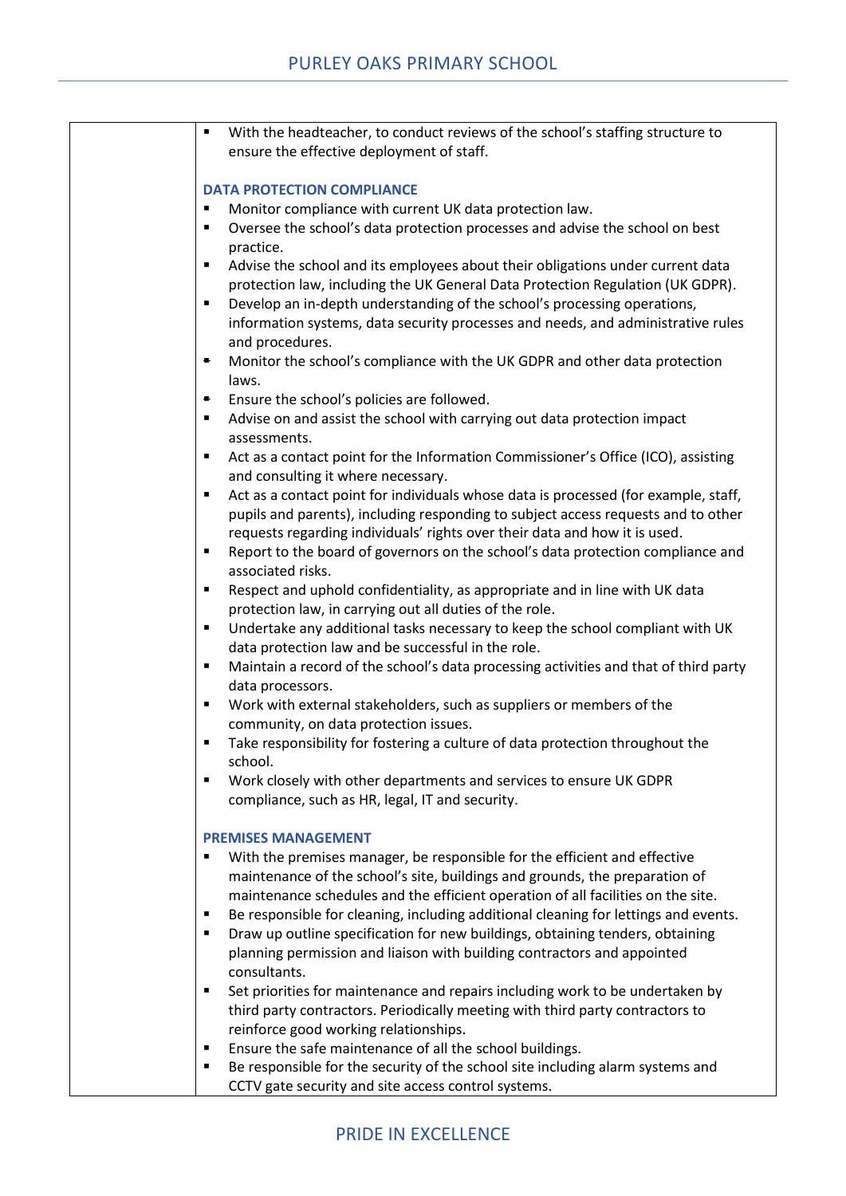- With the headteacher, to conduct reviews of the school's staffing structure to ensure the effective deployment of staff.

**DATA PROTECTION COMPLIANCE**

- Monitor compliance with current UK data protection law.
- Oversee the school's data protection processes and advise the school on best practice.
- Advise the school and its employees about their obligations under current data protection law, including the UK General Data Protection Regulation (UK GDPR).
- Develop an in-depth understanding of the school's processing operations, information systems, data security processes and needs, and administrative rules and procedures.
- Monitor the school's compliance with the UK GDPR and other data protection laws.
- Ensure the school's policies are followed.
- Advise on and assist the school with carrying out data protection impact assessments.
- Act as a contact point for the Information Commissioner's Office (ICO), assisting and consulting it where necessary.
- Act as a contact point for individuals whose data is processed (for example, staff, pupils and parents), including responding to subject access requests and to other requests regarding individuals' rights over their data and how it is used.
- Report to the board of governors on the school's data protection compliance and associated risks.
- Respect and uphold confidentiality, as appropriate and in line with UK data protection law, in carrying out all duties of the role.
- Undertake any additional tasks necessary to keep the school compliant with UK data protection law and be successful in the role.
- Maintain a record of the school's data processing activities and that of third party data processors.
- Work with external stakeholders, such as suppliers or members of the community, on data protection issues.
- Take responsibility for fostering a culture of data protection throughout the school.
- Work closely with other departments and services to ensure UK GDPR compliance, such as HR, legal, IT and security.

**PREMISES MANAGEMENT**

- With the premises manager, be responsible for the efficient and effective maintenance of the school's site, buildings and grounds, the preparation of maintenance schedules and the efficient operation of all facilities on the site.
- Be responsible for cleaning, including additional cleaning for lettings and events.
- Draw up outline specification for new buildings, obtaining tenders, obtaining planning permission and liaison with building contractors and appointed consultants.
- Set priorities for maintenance and repairs including work to be undertaken by third party contractors. Periodically meeting with third party contractors to reinforce good working relationships.
- Ensure the safe maintenance of all the school buildings.
- Be responsible for the security of the school site including alarm systems and CCTV gate security and site access control systems.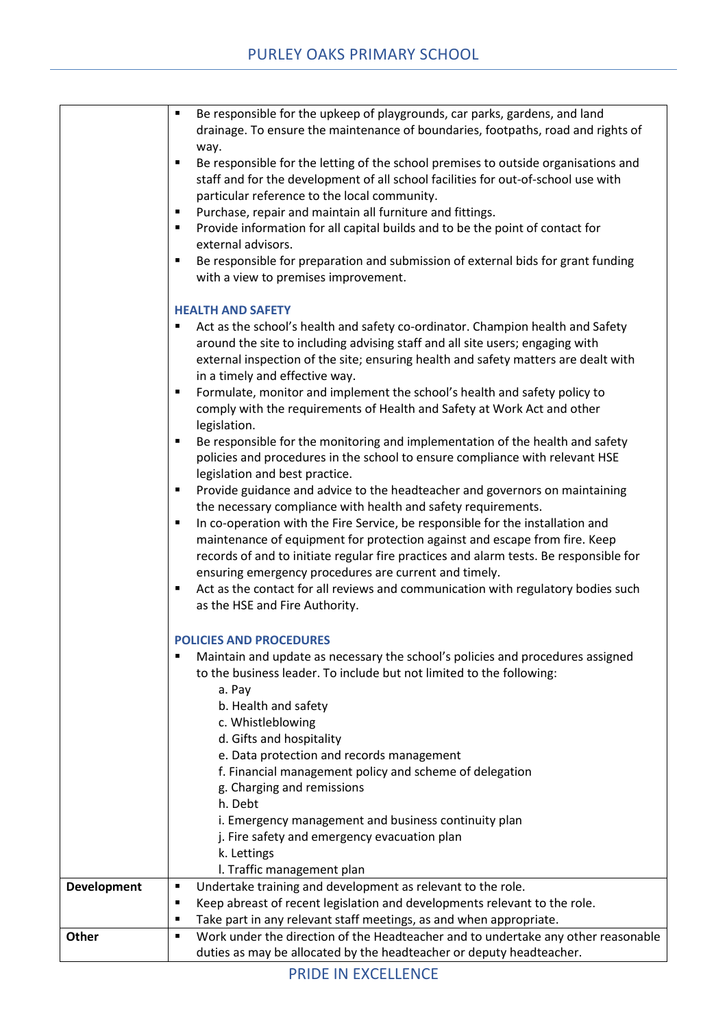| | |
|---|---|
| | ▪ Be responsible for the upkeep of playgrounds, car parks, gardens, and land drainage. To ensure the maintenance of boundaries, footpaths, road and rights of way.<br>▪ Be responsible for the letting of the school premises to outside organisations and staff and for the development of all school facilities for out-of-school use with particular reference to the local community.<br>▪ Purchase, repair and maintain all furniture and fittings.<br>▪ Provide information for all capital builds and to be the point of contact for external advisors.<br>▪ Be responsible for preparation and submission of external bids for grant funding with a view to premises improvement.<br><br>**HEALTH AND SAFETY**<br>▪ Act as the school's health and safety co-ordinator. Champion health and Safety around the site to including advising staff and all site users; engaging with external inspection of the site; ensuring health and safety matters are dealt with in a timely and effective way.<br>▪ Formulate, monitor and implement the school's health and safety policy to comply with the requirements of Health and Safety at Work Act and other legislation.<br>▪ Be responsible for the monitoring and implementation of the health and safety policies and procedures in the school to ensure compliance with relevant HSE legislation and best practice.<br>▪ Provide guidance and advice to the headteacher and governors on maintaining the necessary compliance with health and safety requirements.<br>▪ In co-operation with the Fire Service, be responsible for the installation and maintenance of equipment for protection against and escape from fire. Keep records of and to initiate regular fire practices and alarm tests. Be responsible for ensuring emergency procedures are current and timely.<br>▪ Act as the contact for all reviews and communication with regulatory bodies such as the HSE and Fire Authority.<br><br>**POLICIES AND PROCEDURES**<br>▪ Maintain and update as necessary the school's policies and procedures assigned to the business leader. To include but not limited to the following:<br>a. Pay<br>b. Health and safety<br>c. Whistleblowing<br>d. Gifts and hospitality<br>e. Data protection and records management<br>f. Financial management policy and scheme of delegation<br>g. Charging and remissions<br>h. Debt<br>i. Emergency management and business continuity plan<br>j. Fire safety and emergency evacuation plan<br>k. Lettings<br>l. Traffic management plan |
| **Development** | ▪ Undertake training and development as relevant to the role.<br>▪ Keep abreast of recent legislation and developments relevant to the role.<br>▪ Take part in any relevant staff meetings, as and when appropriate. |
| **Other** | ▪ Work under the direction of the Headteacher and to undertake any other reasonable duties as may be allocated by the headteacher or deputy headteacher. |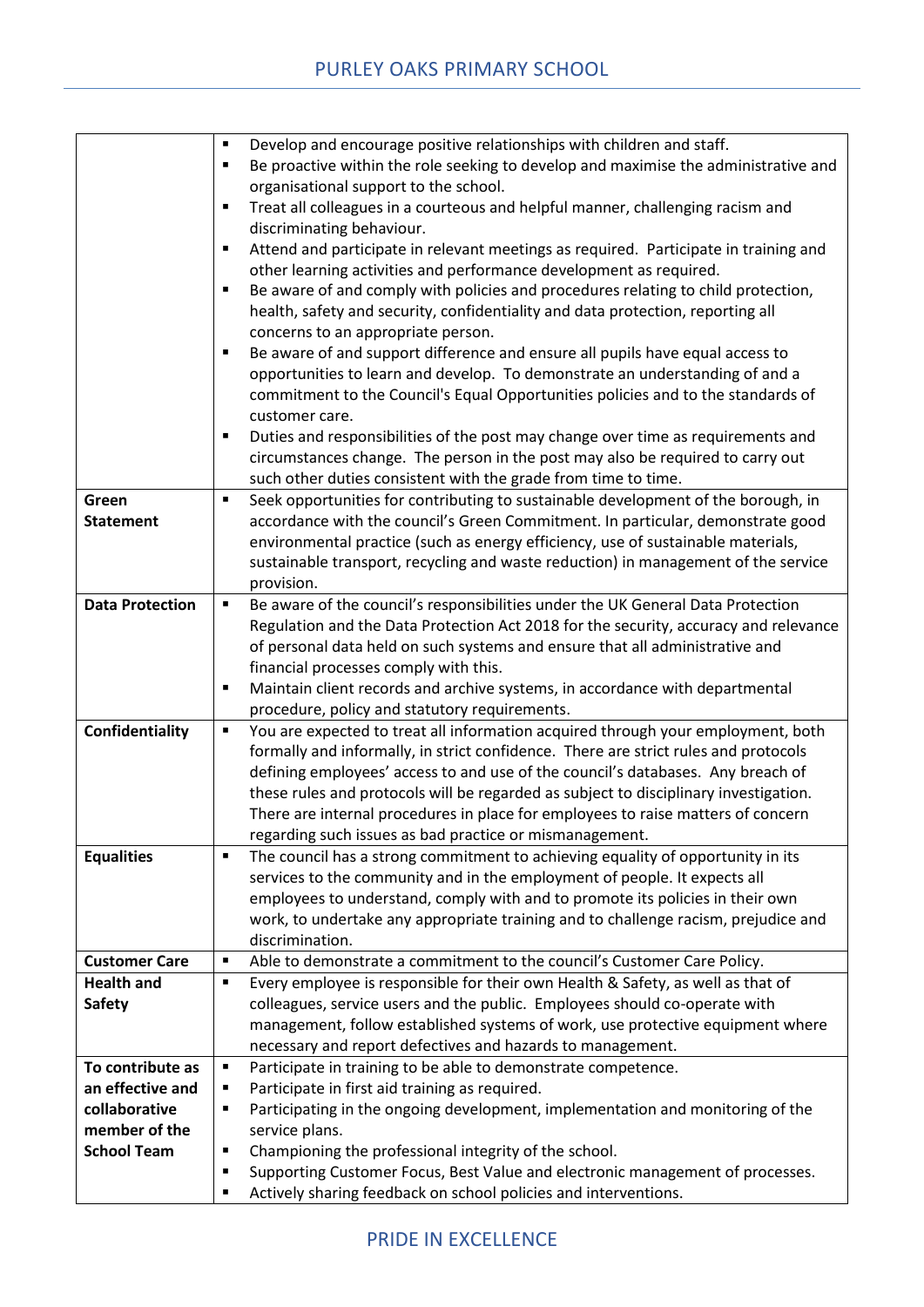| | |
|---|---|
| | ▪ Develop and encourage positive relationships with children and staff.<br>▪ Be proactive within the role seeking to develop and maximise the administrative and organisational support to the school.<br>▪ Treat all colleagues in a courteous and helpful manner, challenging racism and discriminating behaviour.<br>▪ Attend and participate in relevant meetings as required. Participate in training and other learning activities and performance development as required.<br>▪ Be aware of and comply with policies and procedures relating to child protection, health, safety and security, confidentiality and data protection, reporting all concerns to an appropriate person.<br>▪ Be aware of and support difference and ensure all pupils have equal access to opportunities to learn and develop. To demonstrate an understanding of and a commitment to the Council's Equal Opportunities policies and to the standards of customer care.<br>▪ Duties and responsibilities of the post may change over time as requirements and circumstances change. The person in the post may also be required to carry out such other duties consistent with the grade from time to time. |
| **Green Statement** | ▪ Seek opportunities for contributing to sustainable development of the borough, in accordance with the council's Green Commitment. In particular, demonstrate good environmental practice (such as energy efficiency, use of sustainable materials, sustainable transport, recycling and waste reduction) in management of the service provision. |
| **Data Protection** | ▪ Be aware of the council's responsibilities under the UK General Data Protection Regulation and the Data Protection Act 2018 for the security, accuracy and relevance of personal data held on such systems and ensure that all administrative and financial processes comply with this.<br>▪ Maintain client records and archive systems, in accordance with departmental procedure, policy and statutory requirements. |
| **Confidentiality** | ▪ You are expected to treat all information acquired through your employment, both formally and informally, in strict confidence. There are strict rules and protocols defining employees' access to and use of the council's databases. Any breach of these rules and protocols will be regarded as subject to disciplinary investigation. There are internal procedures in place for employees to raise matters of concern regarding such issues as bad practice or mismanagement. |
| **Equalities** | ▪ The council has a strong commitment to achieving equality of opportunity in its services to the community and in the employment of people. It expects all employees to understand, comply with and to promote its policies in their own work, to undertake any appropriate training and to challenge racism, prejudice and discrimination. |
| **Customer Care** | ▪ Able to demonstrate a commitment to the council's Customer Care Policy. |
| **Health and Safety** | ▪ Every employee is responsible for their own Health & Safety, as well as that of colleagues, service users and the public. Employees should co-operate with management, follow established systems of work, use protective equipment where necessary and report defectives and hazards to management. |
| **To contribute as an effective and collaborative member of the School Team** | ▪ Participate in training to be able to demonstrate competence.<br>▪ Participate in first aid training as required.<br>▪ Participating in the ongoing development, implementation and monitoring of the service plans.<br>▪ Championing the professional integrity of the school.<br>▪ Supporting Customer Focus, Best Value and electronic management of processes.<br>▪ Actively sharing feedback on school policies and interventions. |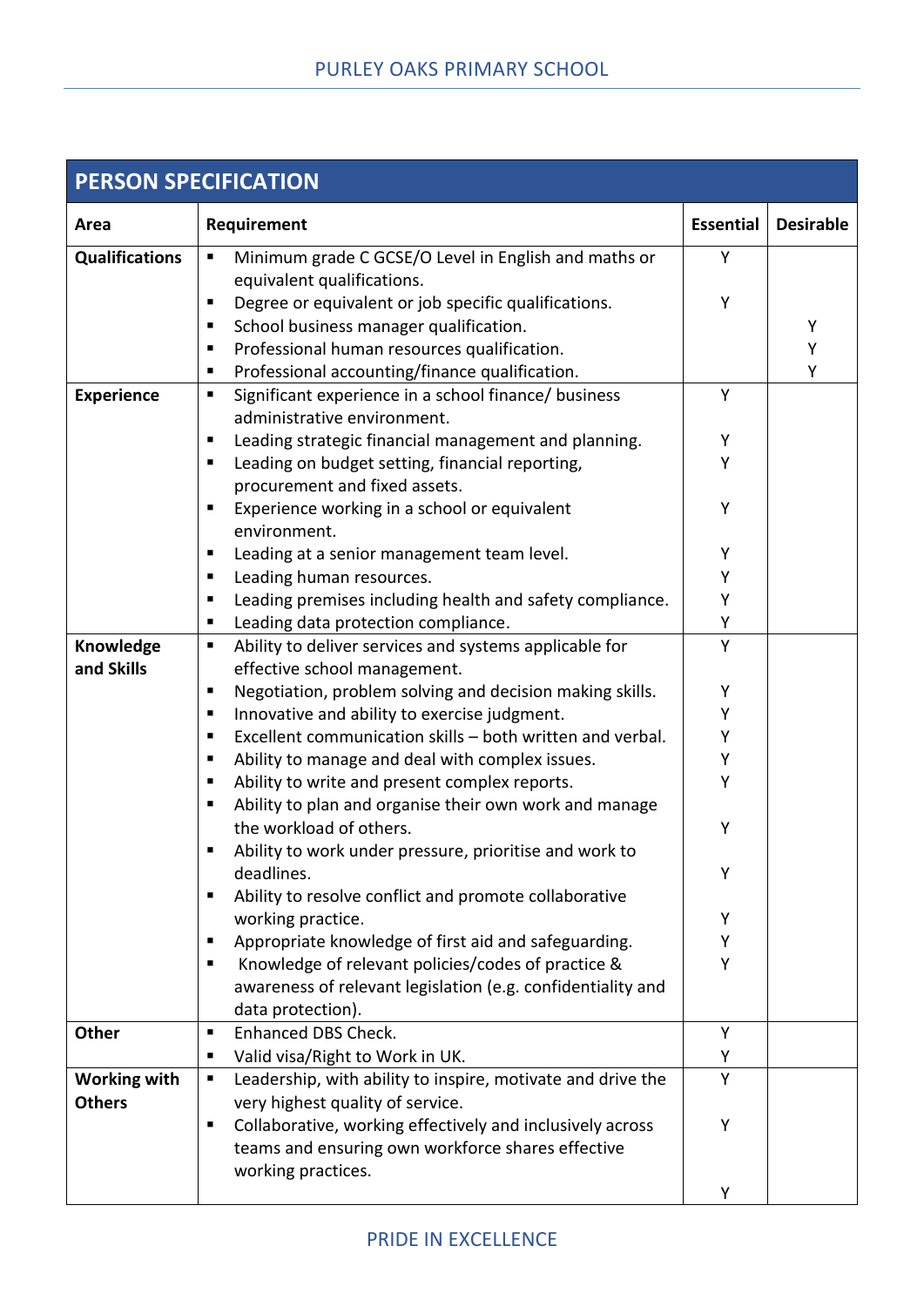## PERSON SPECIFICATION

| Area | Requirement | Essential | Desirable |
|---|---|---|---|
| **Qualifications** | ▪ Minimum grade C GCSE/O Level in English and maths or equivalent qualifications. | Y | |
| | ▪ Degree or equivalent or job specific qualifications. | Y | |
| | ▪ School business manager qualification. | | Y |
| | ▪ Professional human resources qualification. | | Y |
| | ▪ Professional accounting/finance qualification. | | Y |
| **Experience** | ▪ Significant experience in a school finance/ business administrative environment. | Y | |
| | ▪ Leading strategic financial management and planning. | Y | |
| | ▪ Leading on budget setting, financial reporting, procurement and fixed assets. | Y | |
| | ▪ Experience working in a school or equivalent environment. | Y | |
| | ▪ Leading at a senior management team level. | Y | |
| | ▪ Leading human resources. | Y | |
| | ▪ Leading premises including health and safety compliance. | Y | |
| | ▪ Leading data protection compliance. | Y | |
| **Knowledge and Skills** | ▪ Ability to deliver services and systems applicable for effective school management. | Y | |
| | ▪ Negotiation, problem solving and decision making skills. | Y | |
| | ▪ Innovative and ability to exercise judgment. | Y | |
| | ▪ Excellent communication skills – both written and verbal. | Y | |
| | ▪ Ability to manage and deal with complex issues. | Y | |
| | ▪ Ability to write and present complex reports. | Y | |
| | ▪ Ability to plan and organise their own work and manage the workload of others. | Y | |
| | ▪ Ability to work under pressure, prioritise and work to deadlines. | Y | |
| | ▪ Ability to resolve conflict and promote collaborative working practice. | Y | |
| | ▪ Appropriate knowledge of first aid and safeguarding. | Y | |
| | ▪ Knowledge of relevant policies/codes of practice & awareness of relevant legislation (e.g. confidentiality and data protection). | Y | |
| **Other** | ▪ Enhanced DBS Check. | Y | |
| | ▪ Valid visa/Right to Work in UK. | Y | |
| **Working with Others** | ▪ Leadership, with ability to inspire, motivate and drive the very highest quality of service. | Y | |
| | ▪ Collaborative, working effectively and inclusively across teams and ensuring own workforce shares effective working practices. | Y | |
| | | Y | |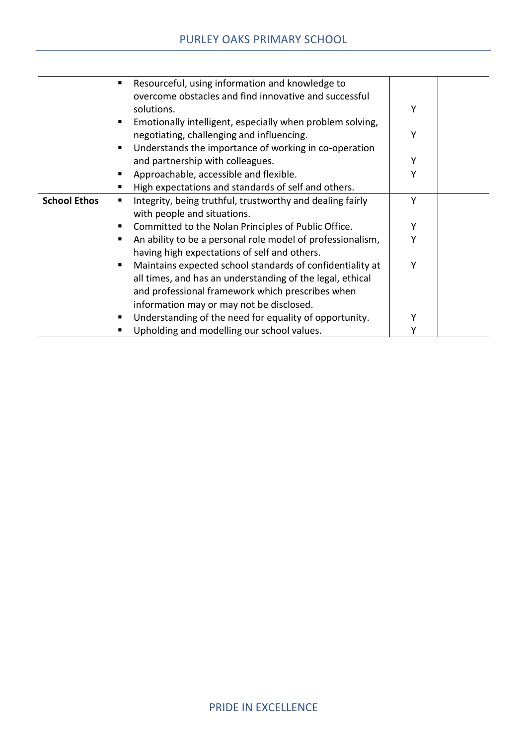| | | | |
|---|---|---|---|
| | ▪ Resourceful, using information and knowledge to overcome obstacles and find innovative and successful solutions.<br>▪ Emotionally intelligent, especially when problem solving, negotiating, challenging and influencing.<br>▪ Understands the importance of working in co-operation and partnership with colleagues.<br>▪ Approachable, accessible and flexible.<br>▪ High expectations and standards of self and others. | Y<br>Y<br>Y<br>Y | |
| **School Ethos** | ▪ Integrity, being truthful, trustworthy and dealing fairly with people and situations.<br>▪ Committed to the Nolan Principles of Public Office.<br>▪ An ability to be a personal role model of professionalism, having high expectations of self and others.<br>▪ Maintains expected school standards of confidentiality at all times, and has an understanding of the legal, ethical and professional framework which prescribes when information may or may not be disclosed.<br>▪ Understanding of the need for equality of opportunity.<br>▪ Upholding and modelling our school values. | Y<br>Y<br>Y<br>Y<br>Y<br>Y | |